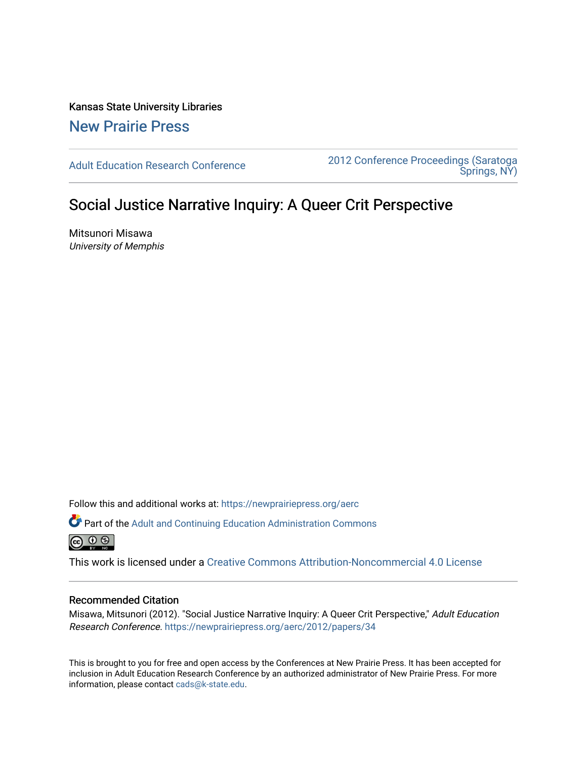Kansas State University Libraries

New Prairie Press

Adult Education Research Conference

2012 Conference Proceedings (Saratoga Springs, NY)

# Social Justice Narrative Inquiry: A Queer Crit Perspective

Mitsunori Misawa
*University of Memphis*

Follow this and additional works at: https://newprairiepress.org/aerc

Part of the Adult and Continuing Education Administration Commons

This work is licensed under a Creative Commons Attribution-Noncommercial 4.0 License

## Recommended Citation

Misawa, Mitsunori (2012). "Social Justice Narrative Inquiry: A Queer Crit Perspective," *Adult Education Research Conference*. https://newprairiepress.org/aerc/2012/papers/34

This is brought to you for free and open access by the Conferences at New Prairie Press. It has been accepted for inclusion in Adult Education Research Conference by an authorized administrator of New Prairie Press. For more information, please contact cads@k-state.edu.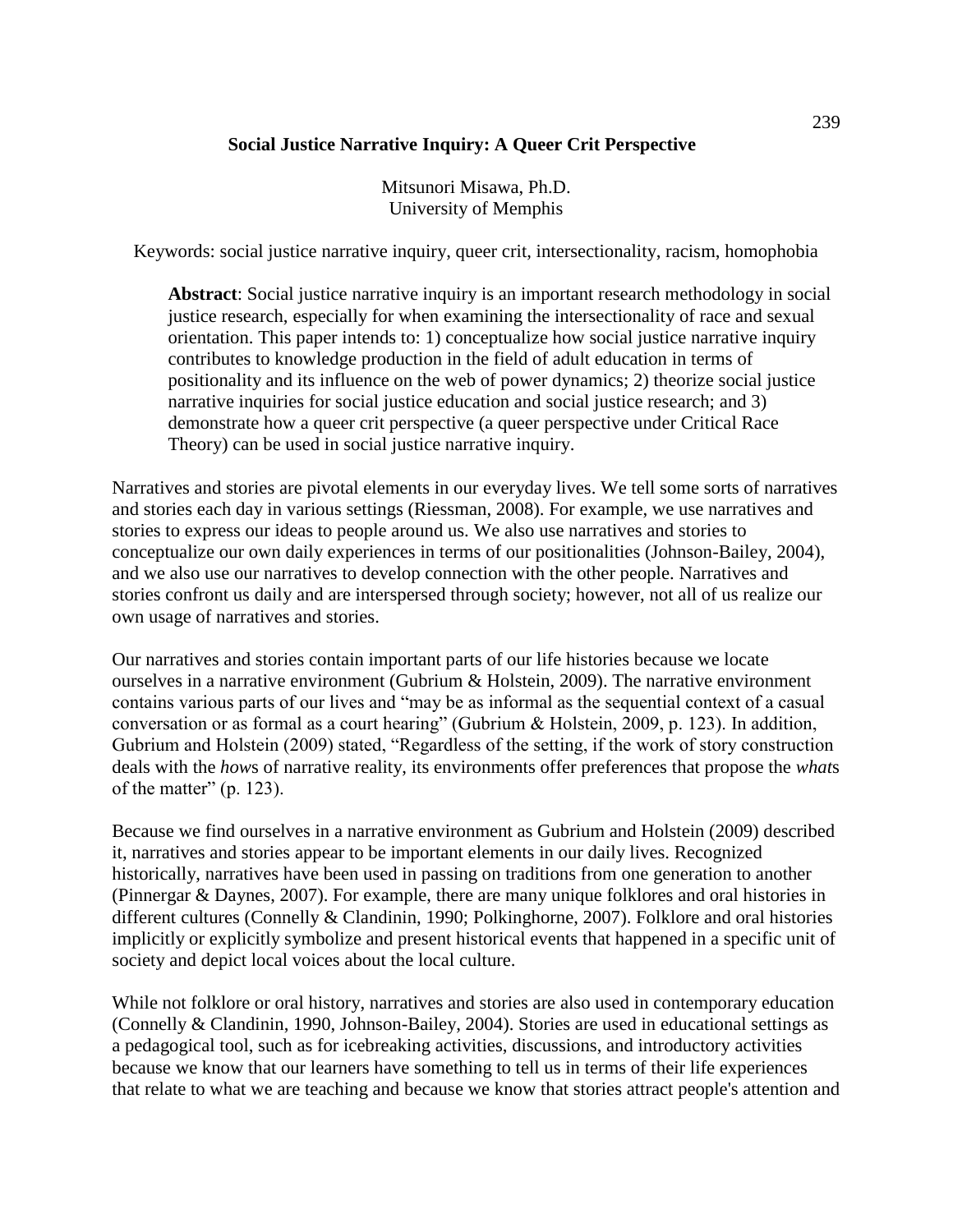**Social Justice Narrative Inquiry: A Queer Crit Perspective**

Mitsunori Misawa, Ph.D.
University of Memphis

Keywords: social justice narrative inquiry, queer crit, intersectionality, racism, homophobia

> **Abstract**: Social justice narrative inquiry is an important research methodology in social justice research, especially for when examining the intersectionality of race and sexual orientation. This paper intends to: 1) conceptualize how social justice narrative inquiry contributes to knowledge production in the field of adult education in terms of positionality and its influence on the web of power dynamics; 2) theorize social justice narrative inquiries for social justice education and social justice research; and 3) demonstrate how a queer crit perspective (a queer perspective under Critical Race Theory) can be used in social justice narrative inquiry.

Narratives and stories are pivotal elements in our everyday lives. We tell some sorts of narratives and stories each day in various settings (Riessman, 2008). For example, we use narratives and stories to express our ideas to people around us. We also use narratives and stories to conceptualize our own daily experiences in terms of our positionalities (Johnson-Bailey, 2004), and we also use our narratives to develop connection with the other people. Narratives and stories confront us daily and are interspersed through society; however, not all of us realize our own usage of narratives and stories.

Our narratives and stories contain important parts of our life histories because we locate ourselves in a narrative environment (Gubrium & Holstein, 2009). The narrative environment contains various parts of our lives and "may be as informal as the sequential context of a casual conversation or as formal as a court hearing" (Gubrium & Holstein, 2009, p. 123). In addition, Gubrium and Holstein (2009) stated, "Regardless of the setting, if the work of story construction deals with the *how*s of narrative reality, its environments offer preferences that propose the *what*s of the matter" (p. 123).

Because we find ourselves in a narrative environment as Gubrium and Holstein (2009) described it, narratives and stories appear to be important elements in our daily lives. Recognized historically, narratives have been used in passing on traditions from one generation to another (Pinnergar & Daynes, 2007). For example, there are many unique folklores and oral histories in different cultures (Connelly & Clandinin, 1990; Polkinghorne, 2007). Folklore and oral histories implicitly or explicitly symbolize and present historical events that happened in a specific unit of society and depict local voices about the local culture.

While not folklore or oral history, narratives and stories are also used in contemporary education (Connelly & Clandinin, 1990, Johnson-Bailey, 2004). Stories are used in educational settings as a pedagogical tool, such as for icebreaking activities, discussions, and introductory activities because we know that our learners have something to tell us in terms of their life experiences that relate to what we are teaching and because we know that stories attract people's attention and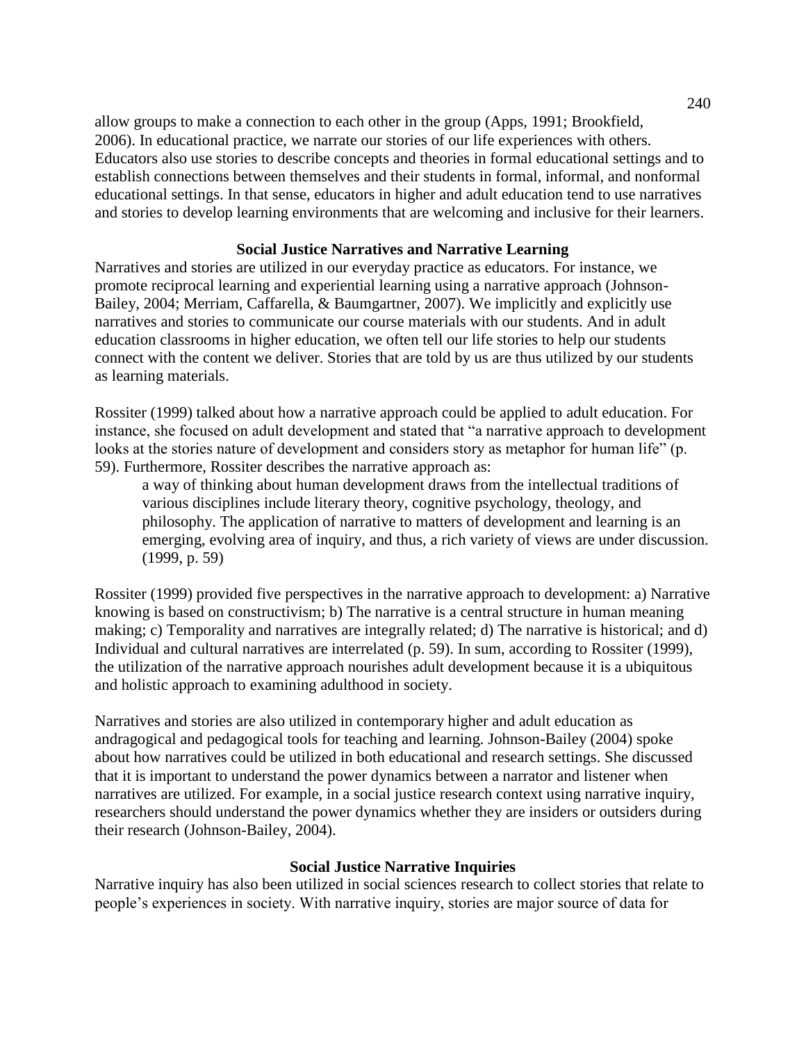allow groups to make a connection to each other in the group (Apps, 1991; Brookfield, 2006). In educational practice, we narrate our stories of our life experiences with others. Educators also use stories to describe concepts and theories in formal educational settings and to establish connections between themselves and their students in formal, informal, and nonformal educational settings. In that sense, educators in higher and adult education tend to use narratives and stories to develop learning environments that are welcoming and inclusive for their learners.

## Social Justice Narratives and Narrative Learning

Narratives and stories are utilized in our everyday practice as educators. For instance, we promote reciprocal learning and experiential learning using a narrative approach (Johnson-Bailey, 2004; Merriam, Caffarella, & Baumgartner, 2007). We implicitly and explicitly use narratives and stories to communicate our course materials with our students. And in adult education classrooms in higher education, we often tell our life stories to help our students connect with the content we deliver. Stories that are told by us are thus utilized by our students as learning materials.

Rossiter (1999) talked about how a narrative approach could be applied to adult education. For instance, she focused on adult development and stated that "a narrative approach to development looks at the stories nature of development and considers story as metaphor for human life" (p. 59). Furthermore, Rossiter describes the narrative approach as:

> a way of thinking about human development draws from the intellectual traditions of various disciplines include literary theory, cognitive psychology, theology, and philosophy. The application of narrative to matters of development and learning is an emerging, evolving area of inquiry, and thus, a rich variety of views are under discussion. (1999, p. 59)

Rossiter (1999) provided five perspectives in the narrative approach to development: a) Narrative knowing is based on constructivism; b) The narrative is a central structure in human meaning making; c) Temporality and narratives are integrally related; d) The narrative is historical; and d) Individual and cultural narratives are interrelated (p. 59). In sum, according to Rossiter (1999), the utilization of the narrative approach nourishes adult development because it is a ubiquitous and holistic approach to examining adulthood in society.

Narratives and stories are also utilized in contemporary higher and adult education as andragogical and pedagogical tools for teaching and learning. Johnson-Bailey (2004) spoke about how narratives could be utilized in both educational and research settings. She discussed that it is important to understand the power dynamics between a narrator and listener when narratives are utilized. For example, in a social justice research context using narrative inquiry, researchers should understand the power dynamics whether they are insiders or outsiders during their research (Johnson-Bailey, 2004).

## Social Justice Narrative Inquiries

Narrative inquiry has also been utilized in social sciences research to collect stories that relate to people's experiences in society. With narrative inquiry, stories are major source of data for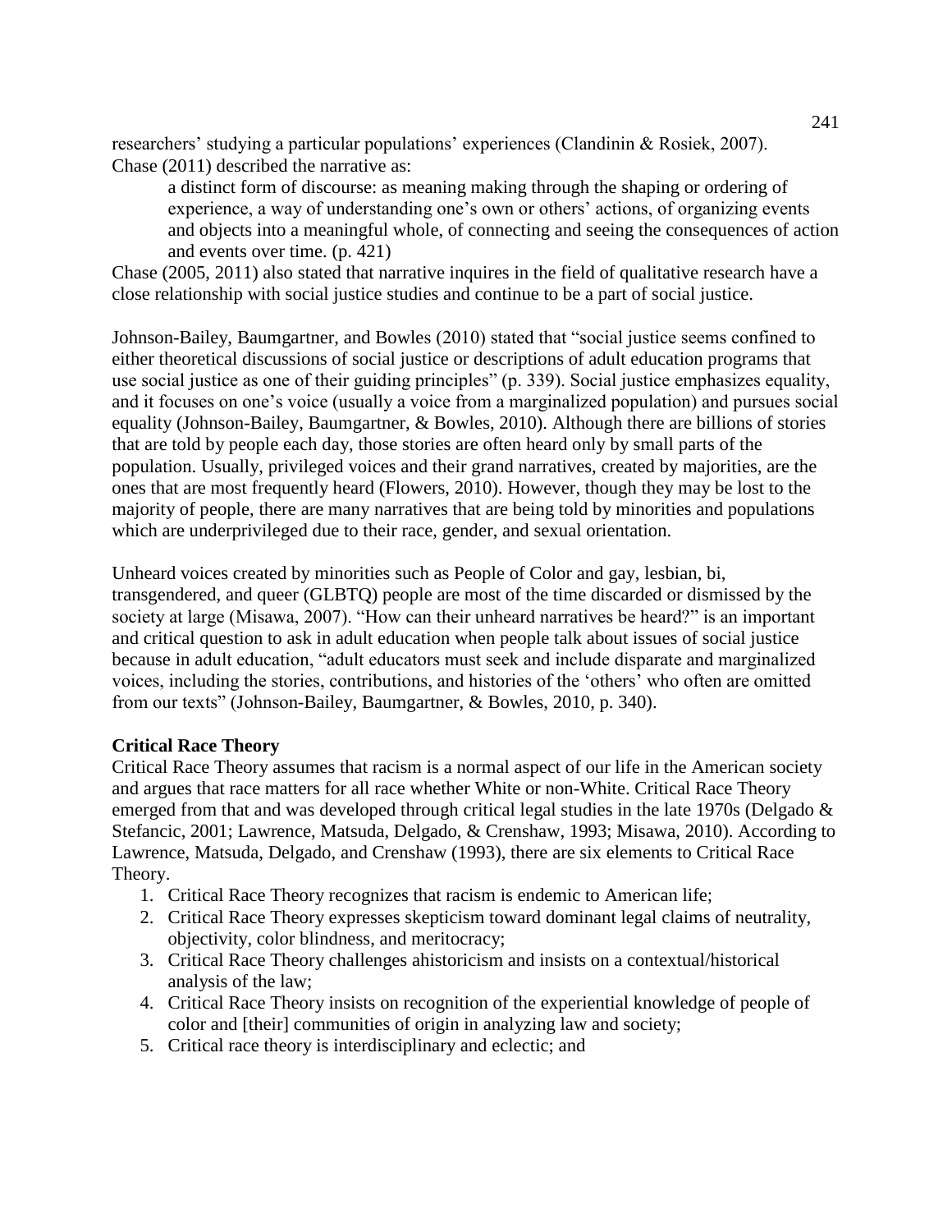researchers' studying a particular populations' experiences (Clandinin & Rosiek, 2007). Chase (2011) described the narrative as:

> a distinct form of discourse: as meaning making through the shaping or ordering of experience, a way of understanding one's own or others' actions, of organizing events and objects into a meaningful whole, of connecting and seeing the consequences of action and events over time. (p. 421)

Chase (2005, 2011) also stated that narrative inquires in the field of qualitative research have a close relationship with social justice studies and continue to be a part of social justice.

Johnson-Bailey, Baumgartner, and Bowles (2010) stated that "social justice seems confined to either theoretical discussions of social justice or descriptions of adult education programs that use social justice as one of their guiding principles" (p. 339). Social justice emphasizes equality, and it focuses on one's voice (usually a voice from a marginalized population) and pursues social equality (Johnson-Bailey, Baumgartner, & Bowles, 2010). Although there are billions of stories that are told by people each day, those stories are often heard only by small parts of the population. Usually, privileged voices and their grand narratives, created by majorities, are the ones that are most frequently heard (Flowers, 2010). However, though they may be lost to the majority of people, there are many narratives that are being told by minorities and populations which are underprivileged due to their race, gender, and sexual orientation.

Unheard voices created by minorities such as People of Color and gay, lesbian, bi, transgendered, and queer (GLBTQ) people are most of the time discarded or dismissed by the society at large (Misawa, 2007). "How can their unheard narratives be heard?" is an important and critical question to ask in adult education when people talk about issues of social justice because in adult education, "adult educators must seek and include disparate and marginalized voices, including the stories, contributions, and histories of the 'others' who often are omitted from our texts" (Johnson-Bailey, Baumgartner, & Bowles, 2010, p. 340).

**Critical Race Theory**

Critical Race Theory assumes that racism is a normal aspect of our life in the American society and argues that race matters for all race whether White or non-White. Critical Race Theory emerged from that and was developed through critical legal studies in the late 1970s (Delgado & Stefancic, 2001; Lawrence, Matsuda, Delgado, & Crenshaw, 1993; Misawa, 2010). According to Lawrence, Matsuda, Delgado, and Crenshaw (1993), there are six elements to Critical Race Theory.

1. Critical Race Theory recognizes that racism is endemic to American life;
2. Critical Race Theory expresses skepticism toward dominant legal claims of neutrality, objectivity, color blindness, and meritocracy;
3. Critical Race Theory challenges ahistoricism and insists on a contextual/historical analysis of the law;
4. Critical Race Theory insists on recognition of the experiential knowledge of people of color and [their] communities of origin in analyzing law and society;
5. Critical race theory is interdisciplinary and eclectic; and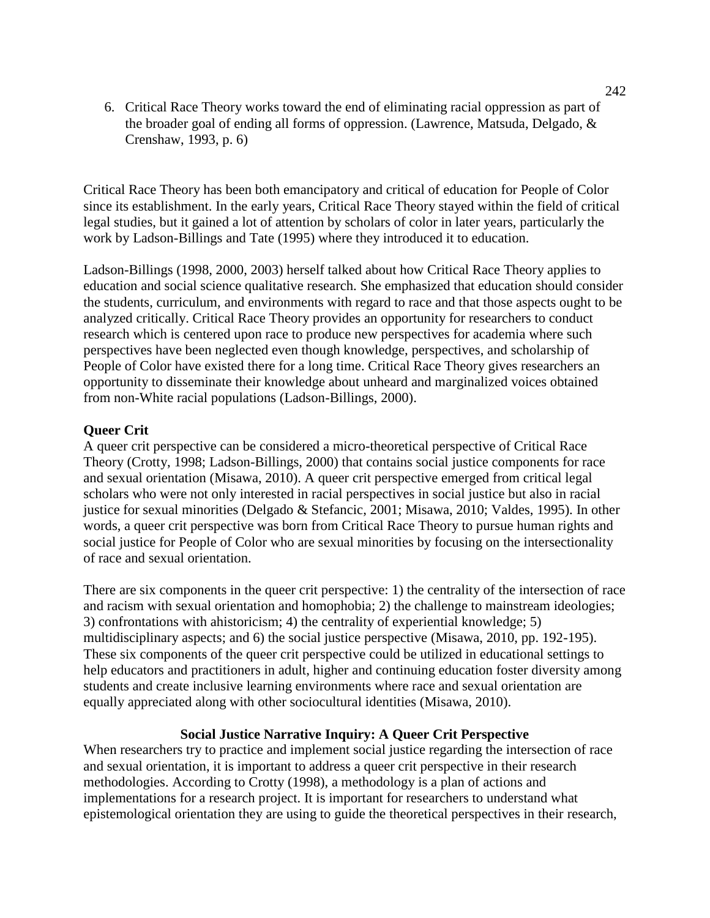6. Critical Race Theory works toward the end of eliminating racial oppression as part of the broader goal of ending all forms of oppression. (Lawrence, Matsuda, Delgado, & Crenshaw, 1993, p. 6)

Critical Race Theory has been both emancipatory and critical of education for People of Color since its establishment. In the early years, Critical Race Theory stayed within the field of critical legal studies, but it gained a lot of attention by scholars of color in later years, particularly the work by Ladson-Billings and Tate (1995) where they introduced it to education.

Ladson-Billings (1998, 2000, 2003) herself talked about how Critical Race Theory applies to education and social science qualitative research. She emphasized that education should consider the students, curriculum, and environments with regard to race and that those aspects ought to be analyzed critically. Critical Race Theory provides an opportunity for researchers to conduct research which is centered upon race to produce new perspectives for academia where such perspectives have been neglected even though knowledge, perspectives, and scholarship of People of Color have existed there for a long time. Critical Race Theory gives researchers an opportunity to disseminate their knowledge about unheard and marginalized voices obtained from non-White racial populations (Ladson-Billings, 2000).

**Queer Crit**

A queer crit perspective can be considered a micro-theoretical perspective of Critical Race Theory (Crotty, 1998; Ladson-Billings, 2000) that contains social justice components for race and sexual orientation (Misawa, 2010). A queer crit perspective emerged from critical legal scholars who were not only interested in racial perspectives in social justice but also in racial justice for sexual minorities (Delgado & Stefancic, 2001; Misawa, 2010; Valdes, 1995). In other words, a queer crit perspective was born from Critical Race Theory to pursue human rights and social justice for People of Color who are sexual minorities by focusing on the intersectionality of race and sexual orientation.

There are six components in the queer crit perspective: 1) the centrality of the intersection of race and racism with sexual orientation and homophobia; 2) the challenge to mainstream ideologies; 3) confrontations with ahistoricism; 4) the centrality of experiential knowledge; 5) multidisciplinary aspects; and 6) the social justice perspective (Misawa, 2010, pp. 192-195). These six components of the queer crit perspective could be utilized in educational settings to help educators and practitioners in adult, higher and continuing education foster diversity among students and create inclusive learning environments where race and sexual orientation are equally appreciated along with other sociocultural identities (Misawa, 2010).

## Social Justice Narrative Inquiry: A Queer Crit Perspective

When researchers try to practice and implement social justice regarding the intersection of race and sexual orientation, it is important to address a queer crit perspective in their research methodologies. According to Crotty (1998), a methodology is a plan of actions and implementations for a research project. It is important for researchers to understand what epistemological orientation they are using to guide the theoretical perspectives in their research,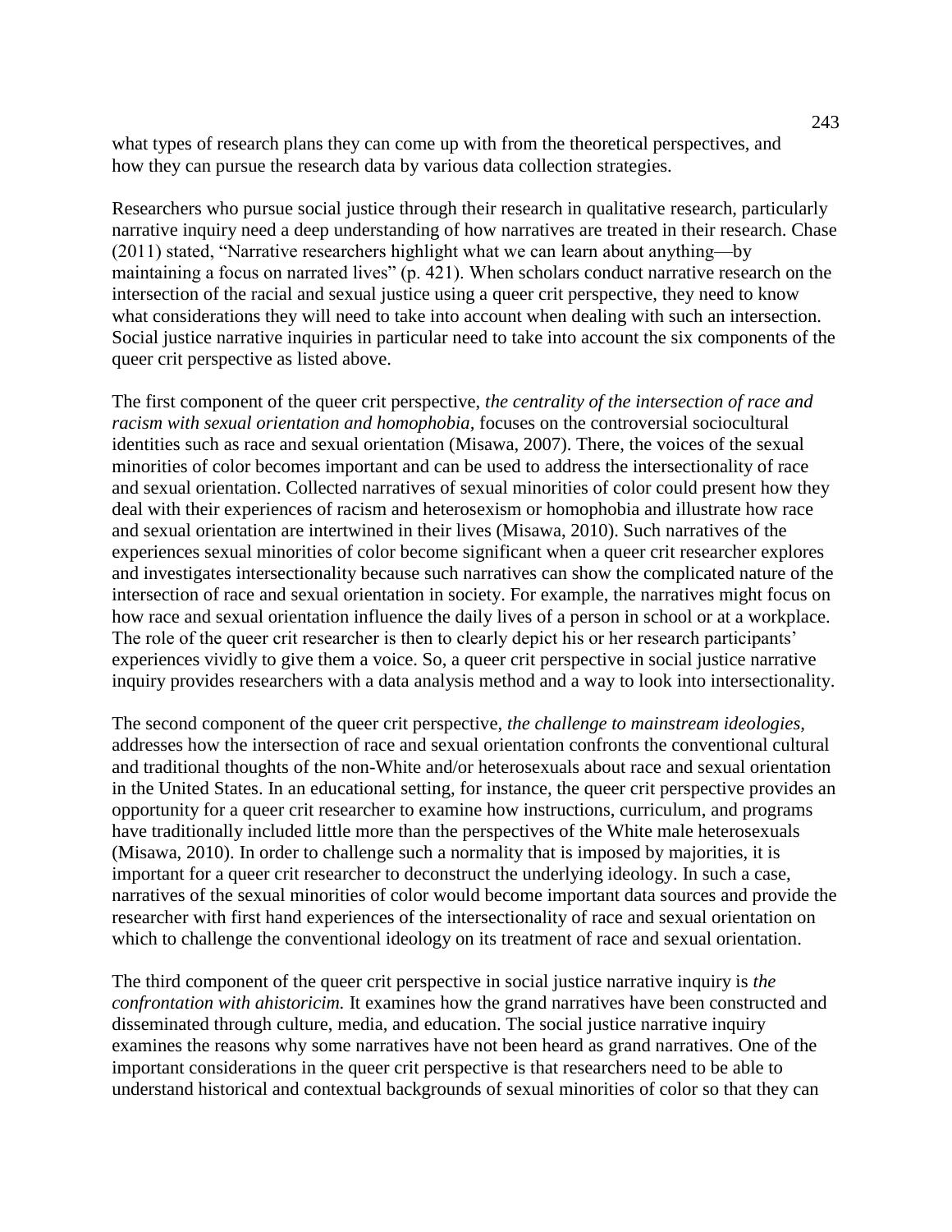what types of research plans they can come up with from the theoretical perspectives, and how they can pursue the research data by various data collection strategies.

Researchers who pursue social justice through their research in qualitative research, particularly narrative inquiry need a deep understanding of how narratives are treated in their research. Chase (2011) stated, "Narrative researchers highlight what we can learn about anything—by maintaining a focus on narrated lives" (p. 421). When scholars conduct narrative research on the intersection of the racial and sexual justice using a queer crit perspective, they need to know what considerations they will need to take into account when dealing with such an intersection. Social justice narrative inquiries in particular need to take into account the six components of the queer crit perspective as listed above.

The first component of the queer crit perspective, *the centrality of the intersection of race and racism with sexual orientation and homophobia,* focuses on the controversial sociocultural identities such as race and sexual orientation (Misawa, 2007). There, the voices of the sexual minorities of color becomes important and can be used to address the intersectionality of race and sexual orientation. Collected narratives of sexual minorities of color could present how they deal with their experiences of racism and heterosexism or homophobia and illustrate how race and sexual orientation are intertwined in their lives (Misawa, 2010). Such narratives of the experiences sexual minorities of color become significant when a queer crit researcher explores and investigates intersectionality because such narratives can show the complicated nature of the intersection of race and sexual orientation in society. For example, the narratives might focus on how race and sexual orientation influence the daily lives of a person in school or at a workplace. The role of the queer crit researcher is then to clearly depict his or her research participants' experiences vividly to give them a voice. So, a queer crit perspective in social justice narrative inquiry provides researchers with a data analysis method and a way to look into intersectionality.

The second component of the queer crit perspective, *the challenge to mainstream ideologies,* addresses how the intersection of race and sexual orientation confronts the conventional cultural and traditional thoughts of the non-White and/or heterosexuals about race and sexual orientation in the United States. In an educational setting, for instance, the queer crit perspective provides an opportunity for a queer crit researcher to examine how instructions, curriculum, and programs have traditionally included little more than the perspectives of the White male heterosexuals (Misawa, 2010). In order to challenge such a normality that is imposed by majorities, it is important for a queer crit researcher to deconstruct the underlying ideology. In such a case, narratives of the sexual minorities of color would become important data sources and provide the researcher with first hand experiences of the intersectionality of race and sexual orientation on which to challenge the conventional ideology on its treatment of race and sexual orientation.

The third component of the queer crit perspective in social justice narrative inquiry is *the confrontation with ahistoricim.* It examines how the grand narratives have been constructed and disseminated through culture, media, and education. The social justice narrative inquiry examines the reasons why some narratives have not been heard as grand narratives. One of the important considerations in the queer crit perspective is that researchers need to be able to understand historical and contextual backgrounds of sexual minorities of color so that they can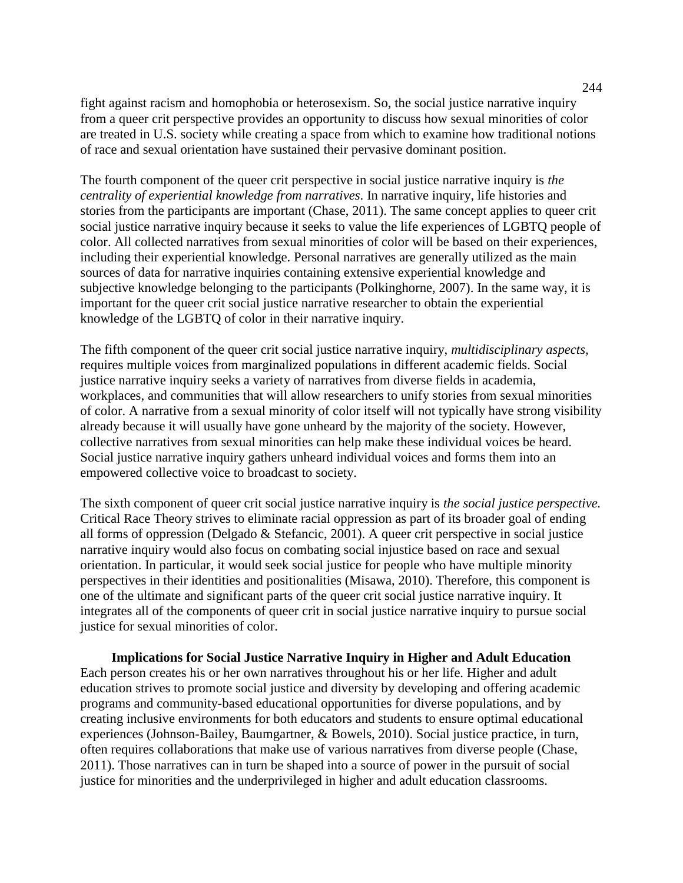fight against racism and homophobia or heterosexism. So, the social justice narrative inquiry from a queer crit perspective provides an opportunity to discuss how sexual minorities of color are treated in U.S. society while creating a space from which to examine how traditional notions of race and sexual orientation have sustained their pervasive dominant position.

The fourth component of the queer crit perspective in social justice narrative inquiry is *the centrality of experiential knowledge from narratives*. In narrative inquiry, life histories and stories from the participants are important (Chase, 2011). The same concept applies to queer crit social justice narrative inquiry because it seeks to value the life experiences of LGBTQ people of color. All collected narratives from sexual minorities of color will be based on their experiences, including their experiential knowledge. Personal narratives are generally utilized as the main sources of data for narrative inquiries containing extensive experiential knowledge and subjective knowledge belonging to the participants (Polkinghorne, 2007). In the same way, it is important for the queer crit social justice narrative researcher to obtain the experiential knowledge of the LGBTQ of color in their narrative inquiry.

The fifth component of the queer crit social justice narrative inquiry, *multidisciplinary aspects,* requires multiple voices from marginalized populations in different academic fields. Social justice narrative inquiry seeks a variety of narratives from diverse fields in academia, workplaces, and communities that will allow researchers to unify stories from sexual minorities of color. A narrative from a sexual minority of color itself will not typically have strong visibility already because it will usually have gone unheard by the majority of the society. However, collective narratives from sexual minorities can help make these individual voices be heard. Social justice narrative inquiry gathers unheard individual voices and forms them into an empowered collective voice to broadcast to society.

The sixth component of queer crit social justice narrative inquiry is *the social justice perspective.* Critical Race Theory strives to eliminate racial oppression as part of its broader goal of ending all forms of oppression (Delgado & Stefancic, 2001). A queer crit perspective in social justice narrative inquiry would also focus on combating social injustice based on race and sexual orientation. In particular, it would seek social justice for people who have multiple minority perspectives in their identities and positionalities (Misawa, 2010). Therefore, this component is one of the ultimate and significant parts of the queer crit social justice narrative inquiry. It integrates all of the components of queer crit in social justice narrative inquiry to pursue social justice for sexual minorities of color.

## Implications for Social Justice Narrative Inquiry in Higher and Adult Education

Each person creates his or her own narratives throughout his or her life. Higher and adult education strives to promote social justice and diversity by developing and offering academic programs and community-based educational opportunities for diverse populations, and by creating inclusive environments for both educators and students to ensure optimal educational experiences (Johnson-Bailey, Baumgartner, & Bowels, 2010). Social justice practice, in turn, often requires collaborations that make use of various narratives from diverse people (Chase, 2011). Those narratives can in turn be shaped into a source of power in the pursuit of social justice for minorities and the underprivileged in higher and adult education classrooms.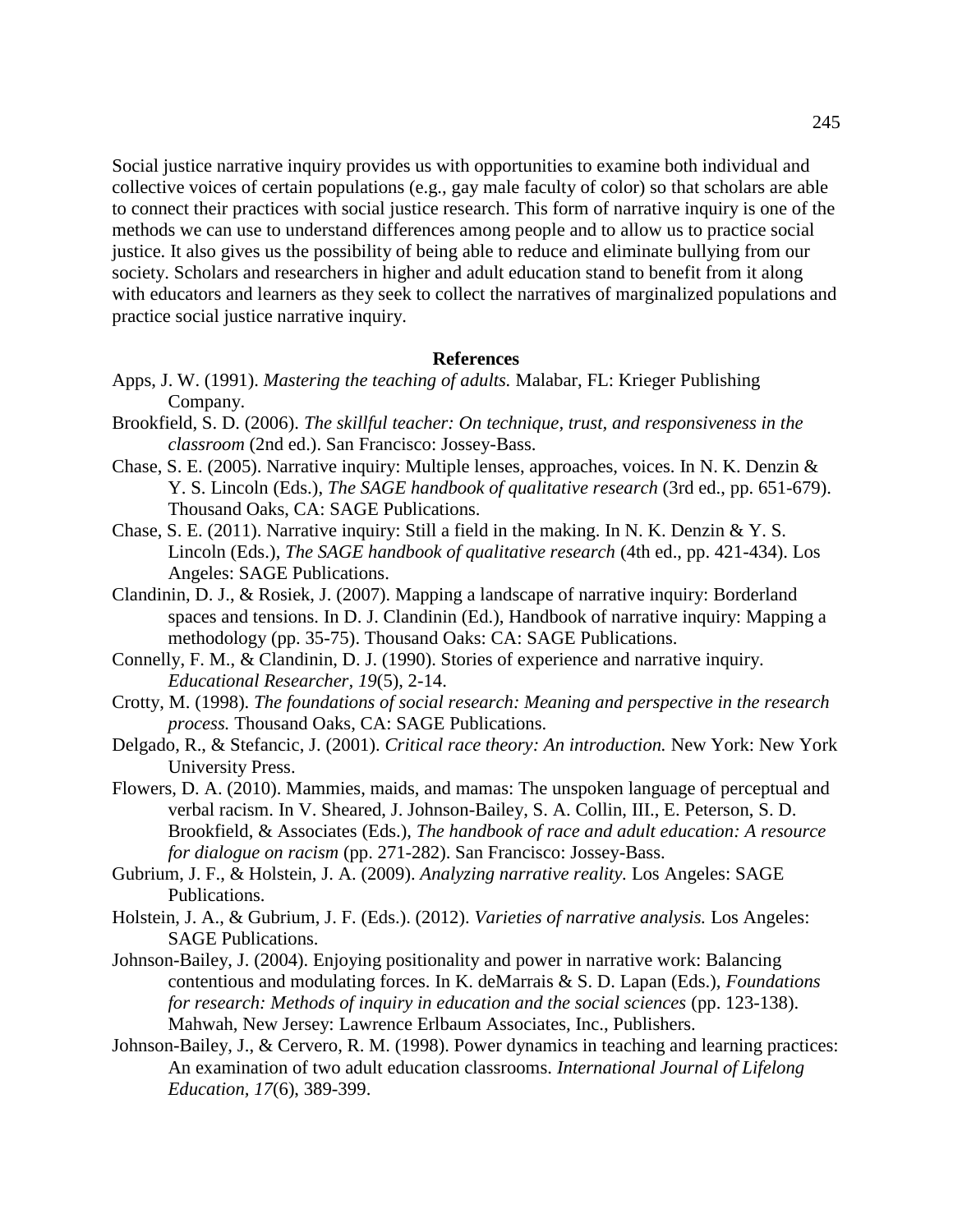Social justice narrative inquiry provides us with opportunities to examine both individual and collective voices of certain populations (e.g., gay male faculty of color) so that scholars are able to connect their practices with social justice research. This form of narrative inquiry is one of the methods we can use to understand differences among people and to allow us to practice social justice. It also gives us the possibility of being able to reduce and eliminate bullying from our society. Scholars and researchers in higher and adult education stand to benefit from it along with educators and learners as they seek to collect the narratives of marginalized populations and practice social justice narrative inquiry.

## References

Apps, J. W. (1991). *Mastering the teaching of adults.* Malabar, FL: Krieger Publishing Company.

Brookfield, S. D. (2006). *The skillful teacher: On technique, trust, and responsiveness in the classroom* (2nd ed.). San Francisco: Jossey-Bass.

Chase, S. E. (2005). Narrative inquiry: Multiple lenses, approaches, voices. In N. K. Denzin & Y. S. Lincoln (Eds.), *The SAGE handbook of qualitative research* (3rd ed., pp. 651-679). Thousand Oaks, CA: SAGE Publications.

Chase, S. E. (2011). Narrative inquiry: Still a field in the making. In N. K. Denzin & Y. S. Lincoln (Eds.), *The SAGE handbook of qualitative research* (4th ed., pp. 421-434). Los Angeles: SAGE Publications.

Clandinin, D. J., & Rosiek, J. (2007). Mapping a landscape of narrative inquiry: Borderland spaces and tensions. In D. J. Clandinin (Ed.), Handbook of narrative inquiry: Mapping a methodology (pp. 35-75). Thousand Oaks: CA: SAGE Publications.

Connelly, F. M., & Clandinin, D. J. (1990). Stories of experience and narrative inquiry. *Educational Researcher, 19*(5), 2-14.

Crotty, M. (1998). *The foundations of social research: Meaning and perspective in the research process.* Thousand Oaks, CA: SAGE Publications.

Delgado, R., & Stefancic, J. (2001). *Critical race theory: An introduction.* New York: New York University Press.

Flowers, D. A. (2010). Mammies, maids, and mamas: The unspoken language of perceptual and verbal racism. In V. Sheared, J. Johnson-Bailey, S. A. Collin, III., E. Peterson, S. D. Brookfield, & Associates (Eds.), *The handbook of race and adult education: A resource for dialogue on racism* (pp. 271-282). San Francisco: Jossey-Bass.

Gubrium, J. F., & Holstein, J. A. (2009). *Analyzing narrative reality.* Los Angeles: SAGE Publications.

Holstein, J. A., & Gubrium, J. F. (Eds.). (2012). *Varieties of narrative analysis.* Los Angeles: SAGE Publications.

Johnson-Bailey, J. (2004). Enjoying positionality and power in narrative work: Balancing contentious and modulating forces. In K. deMarrais & S. D. Lapan (Eds.), *Foundations for research: Methods of inquiry in education and the social sciences* (pp. 123-138). Mahwah, New Jersey: Lawrence Erlbaum Associates, Inc., Publishers.

Johnson-Bailey, J., & Cervero, R. M. (1998). Power dynamics in teaching and learning practices: An examination of two adult education classrooms. *International Journal of Lifelong Education, 17*(6), 389-399.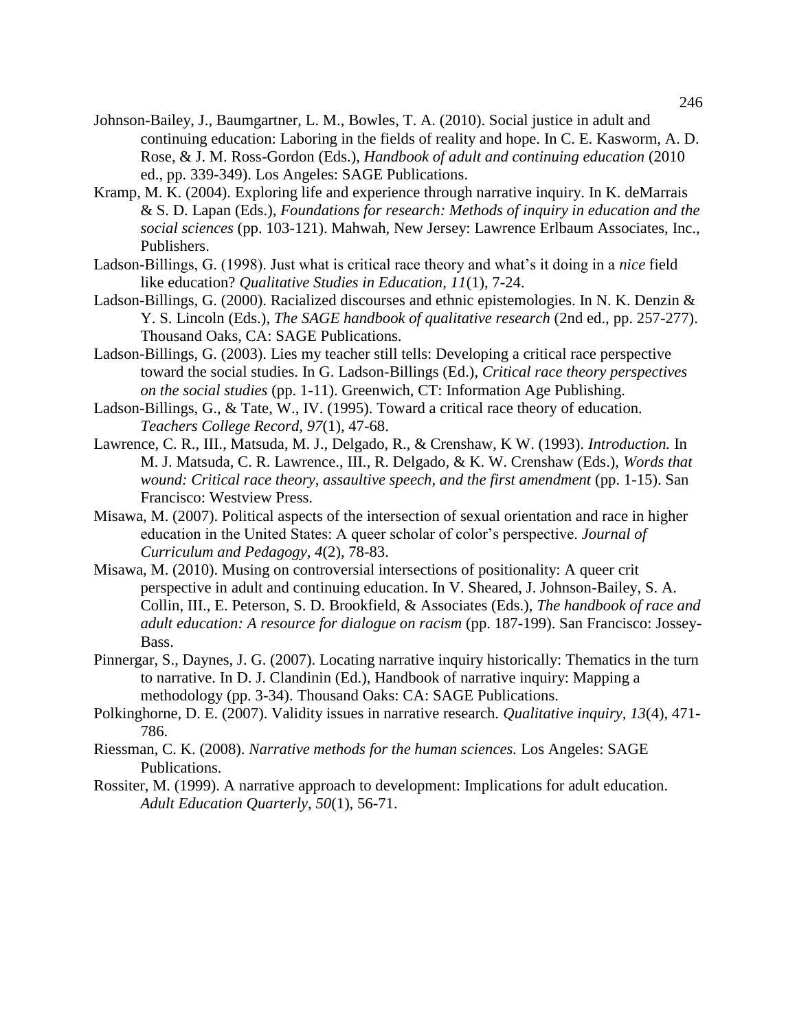Johnson-Bailey, J., Baumgartner, L. M., Bowles, T. A. (2010). Social justice in adult and continuing education: Laboring in the fields of reality and hope. In C. E. Kasworm, A. D. Rose, & J. M. Ross-Gordon (Eds.), *Handbook of adult and continuing education* (2010 ed., pp. 339-349). Los Angeles: SAGE Publications.

Kramp, M. K. (2004). Exploring life and experience through narrative inquiry. In K. deMarrais & S. D. Lapan (Eds.), *Foundations for research: Methods of inquiry in education and the social sciences* (pp. 103-121). Mahwah, New Jersey: Lawrence Erlbaum Associates, Inc., Publishers.

Ladson-Billings, G. (1998). Just what is critical race theory and what's it doing in a *nice* field like education? *Qualitative Studies in Education, 11*(1), 7-24.

Ladson-Billings, G. (2000). Racialized discourses and ethnic epistemologies. In N. K. Denzin & Y. S. Lincoln (Eds.), *The SAGE handbook of qualitative research* (2nd ed., pp. 257-277). Thousand Oaks, CA: SAGE Publications.

Ladson-Billings, G. (2003). Lies my teacher still tells: Developing a critical race perspective toward the social studies. In G. Ladson-Billings (Ed.), *Critical race theory perspectives on the social studies* (pp. 1-11). Greenwich, CT: Information Age Publishing.

Ladson-Billings, G., & Tate, W., IV. (1995). Toward a critical race theory of education. *Teachers College Record, 97*(1), 47-68.

Lawrence, C. R., III., Matsuda, M. J., Delgado, R., & Crenshaw, K W. (1993). *Introduction.* In M. J. Matsuda, C. R. Lawrence., III., R. Delgado, & K. W. Crenshaw (Eds.), *Words that wound: Critical race theory, assaultive speech, and the first amendment* (pp. 1-15). San Francisco: Westview Press.

Misawa, M. (2007). Political aspects of the intersection of sexual orientation and race in higher education in the United States: A queer scholar of color's perspective. *Journal of Curriculum and Pedagogy, 4*(2), 78-83.

Misawa, M. (2010). Musing on controversial intersections of positionality: A queer crit perspective in adult and continuing education. In V. Sheared, J. Johnson-Bailey, S. A. Collin, III., E. Peterson, S. D. Brookfield, & Associates (Eds.), *The handbook of race and adult education: A resource for dialogue on racism* (pp. 187-199). San Francisco: Jossey-Bass.

Pinnergar, S., Daynes, J. G. (2007). Locating narrative inquiry historically: Thematics in the turn to narrative. In D. J. Clandinin (Ed.), Handbook of narrative inquiry: Mapping a methodology (pp. 3-34). Thousand Oaks: CA: SAGE Publications.

Polkinghorne, D. E. (2007). Validity issues in narrative research. *Qualitative inquiry, 13*(4), 471-786.

Riessman, C. K. (2008). *Narrative methods for the human sciences.* Los Angeles: SAGE Publications.

Rossiter, M. (1999). A narrative approach to development: Implications for adult education. *Adult Education Quarterly, 50*(1), 56-71.